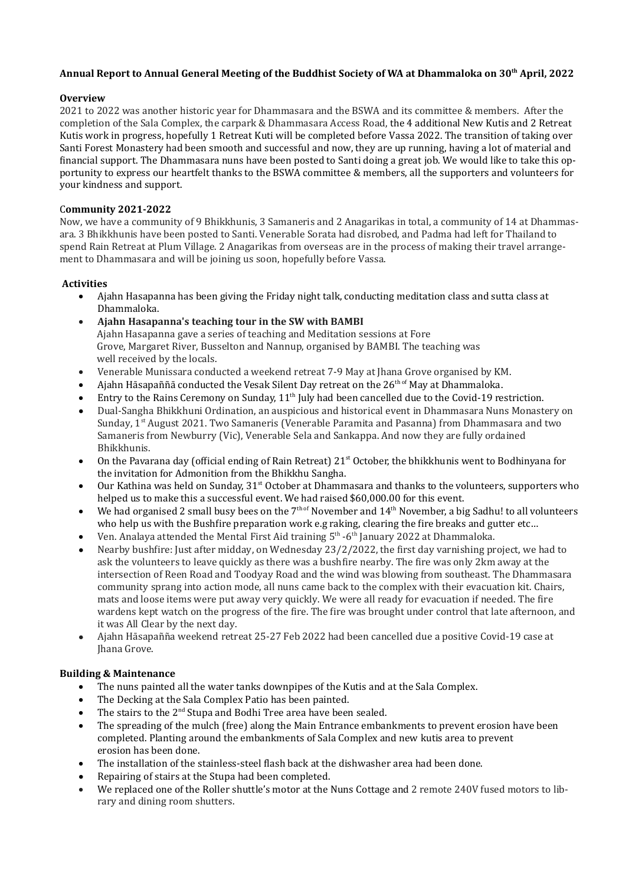**Annual Report to Annual General Meeting of the Buddhist Society of WA at Dhammaloka on 30th April, 2022**

**Overview**

2021 to 2022 was another historic year for Dhammasara and the BSWA and its committee & members. After the completion of the Sala Complex, the carpark & Dhammasara Access Road, the 4 additional New Kutis and 2 Retreat Kutis work in progress, hopefully 1 Retreat Kuti will be completed before Vassa 2022. The transition of taking over Santi Forest Monastery had been smooth and successful and now, they are up running, having a lot of material and financial support. The Dhammasara nuns have been posted to Santi doing a great job. We would like to take this opportunity to express our heartfelt thanks to the BSWA committee & members, all the supporters and volunteers for your kindness and support.

**Community 2021-2022**

Now, we have a community of 9 Bhikkhunis, 3 Samaneris and 2 Anagarikas in total, a community of 14 at Dhammasara. 3 Bhikkhunis have been posted to Santi. Venerable Sorata had disrobed, and Padma had left for Thailand to spend Rain Retreat at Plum Village. 2 Anagarikas from overseas are in the process of making their travel arrangement to Dhammasara and will be joining us soon, hopefully before Vassa.

**Activities**

- Ajahn Hasapanna has been giving the Friday night talk, conducting meditation class and sutta class at Dhammaloka.
- **Ajahn Hasapanna's teaching tour in the SW with BAMBI**
  Ajahn Hasapanna gave a series of teaching and Meditation sessions at Fore Grove, Margaret River, Busselton and Nannup, organised by BAMBI. The teaching was well received by the locals.
- Venerable Munissara conducted a weekend retreat 7-9 May at Jhana Grove organised by KM.
- Ajahn Hāsapaññā conducted the Vesak Silent Day retreat on the 26th of May at Dhammaloka.
- Entry to the Rains Ceremony on Sunday, 11th July had been cancelled due to the Covid-19 restriction.
- Dual-Sangha Bhikkhuni Ordination, an auspicious and historical event in Dhammasara Nuns Monastery on Sunday, 1st August 2021. Two Samaneris (Venerable Paramita and Pasanna) from Dhammasara and two Samaneris from Newburry (Vic), Venerable Sela and Sankappa. And now they are fully ordained Bhikkhunis.
- On the Pavarana day (official ending of Rain Retreat) 21st October, the bhikkhunis went to Bodhinyana for the invitation for Admonition from the Bhikkhu Sangha.
- Our Kathina was held on Sunday, 31st October at Dhammasara and thanks to the volunteers, supporters who helped us to make this a successful event. We had raised $60,000.00 for this event.
- We had organised 2 small busy bees on the 7th of November and 14th November, a big Sadhu! to all volunteers who help us with the Bushfire preparation work e.g raking, clearing the fire breaks and gutter etc…
- Ven. Analaya attended the Mental First Aid training 5th -6th January 2022 at Dhammaloka.
- Nearby bushfire: Just after midday, on Wednesday 23/2/2022, the first day varnishing project, we had to ask the volunteers to leave quickly as there was a bushfire nearby. The fire was only 2km away at the intersection of Reen Road and Toodyay Road and the wind was blowing from southeast. The Dhammasara community sprang into action mode, all nuns came back to the complex with their evacuation kit. Chairs, mats and loose items were put away very quickly. We were all ready for evacuation if needed. The fire wardens kept watch on the progress of the fire. The fire was brought under control that late afternoon, and it was All Clear by the next day.
- Ajahn Hāsapañña weekend retreat 25-27 Feb 2022 had been cancelled due a positive Covid-19 case at Jhana Grove.

**Building & Maintenance**

- The nuns painted all the water tanks downpipes of the Kutis and at the Sala Complex.
- The Decking at the Sala Complex Patio has been painted.
- The stairs to the 2nd Stupa and Bodhi Tree area have been sealed.
- The spreading of the mulch (free) along the Main Entrance embankments to prevent erosion have been completed. Planting around the embankments of Sala Complex and new kutis area to prevent erosion has been done.
- The installation of the stainless-steel flash back at the dishwasher area had been done.
- Repairing of stairs at the Stupa had been completed.
- We replaced one of the Roller shuttle's motor at the Nuns Cottage and 2 remote 240V fused motors to library and dining room shutters.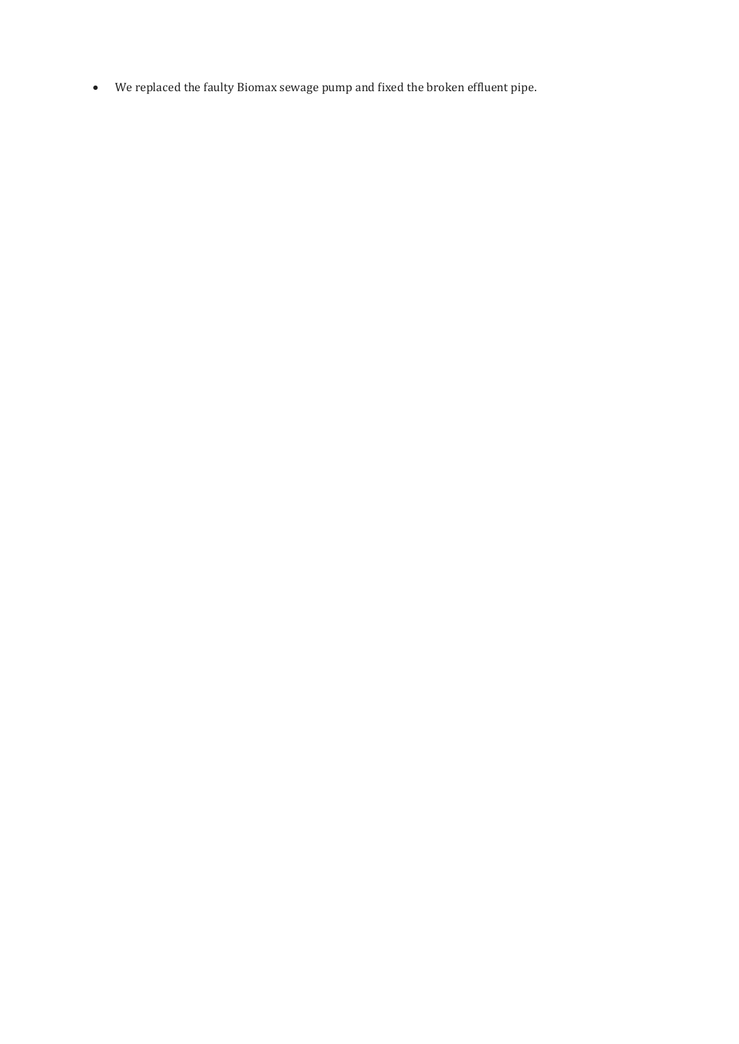- We replaced the faulty Biomax sewage pump and fixed the broken effluent pipe.